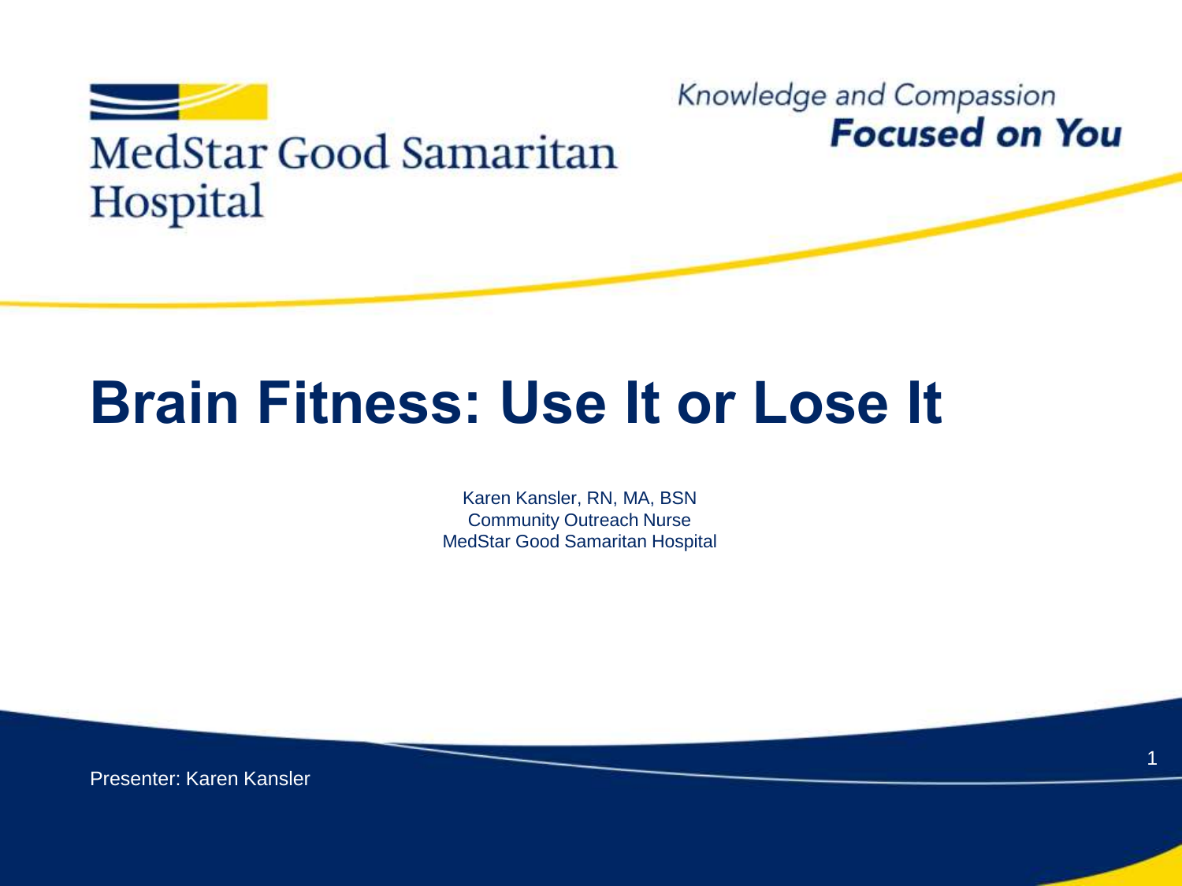MedStar Good Samaritan Hospital

Knowledge and Compassion
**Focused on You**

# Brain Fitness: Use It or Lose It

Karen Kansler, RN, MA, BSN
Community Outreach Nurse
MedStar Good Samaritan Hospital

Presenter: Karen Kansler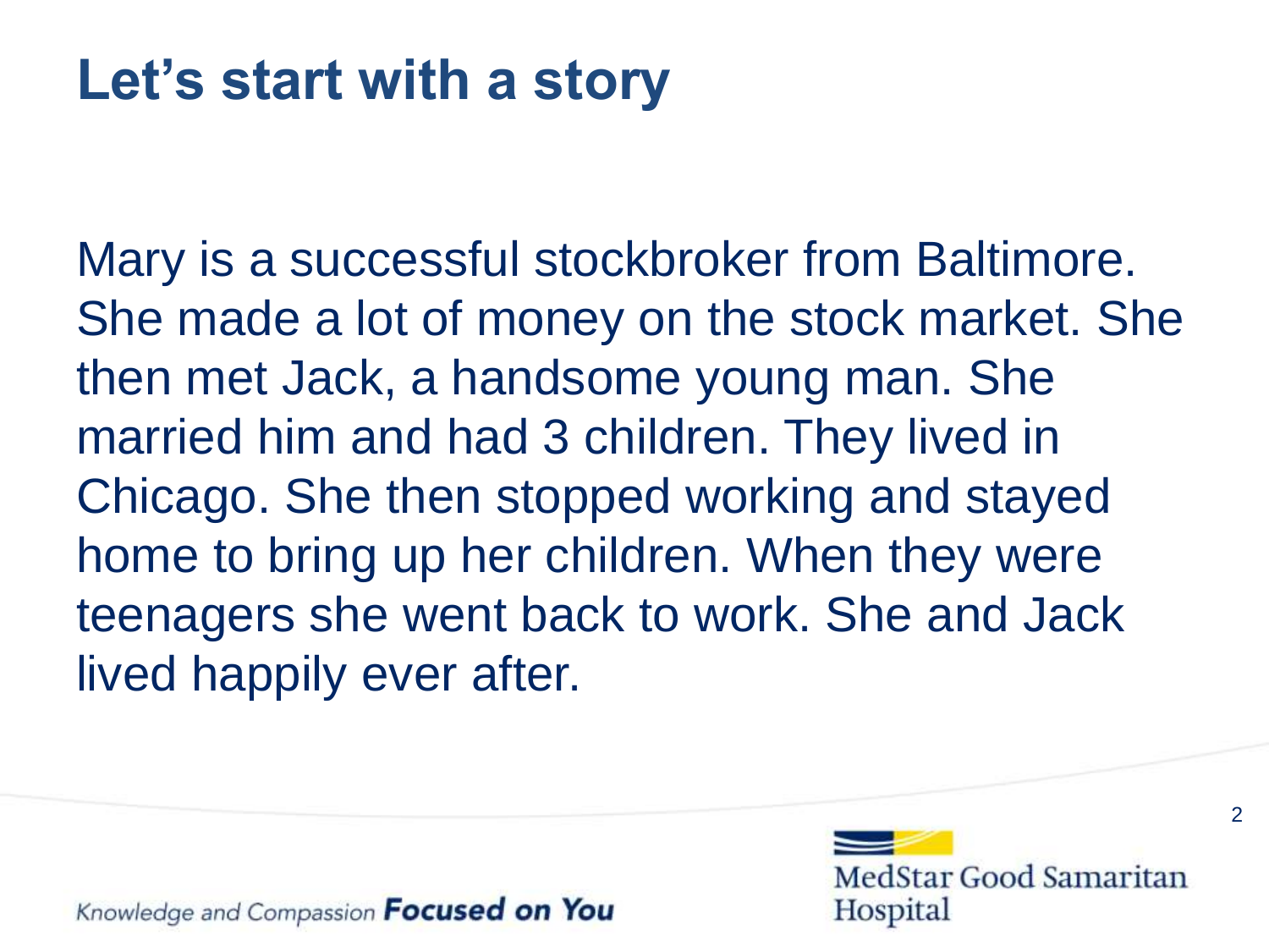# Let's start with a story

Mary is a successful stockbroker from Baltimore. She made a lot of money on the stock market. She then met Jack, a handsome young man. She married him and had 3 children. They lived in Chicago. She then stopped working and stayed home to bring up her children. When they were teenagers she went back to work. She and Jack lived happily ever after.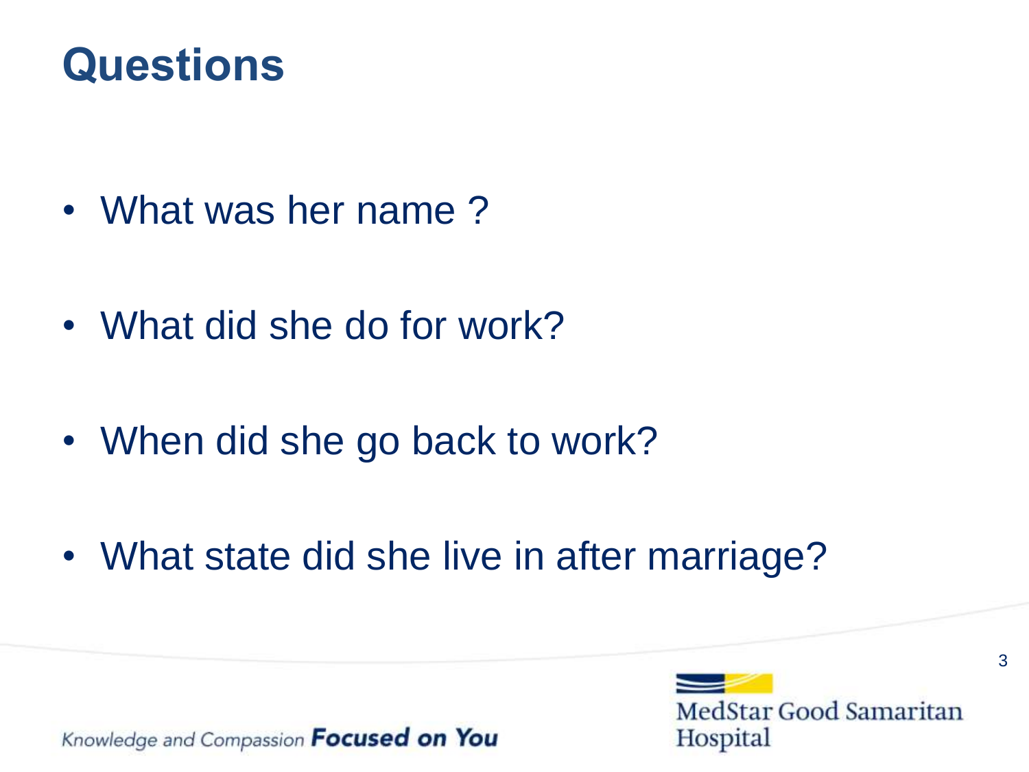# Questions

- What was her name ?
- What did she do for work?
- When did she go back to work?
- What state did she live in after marriage?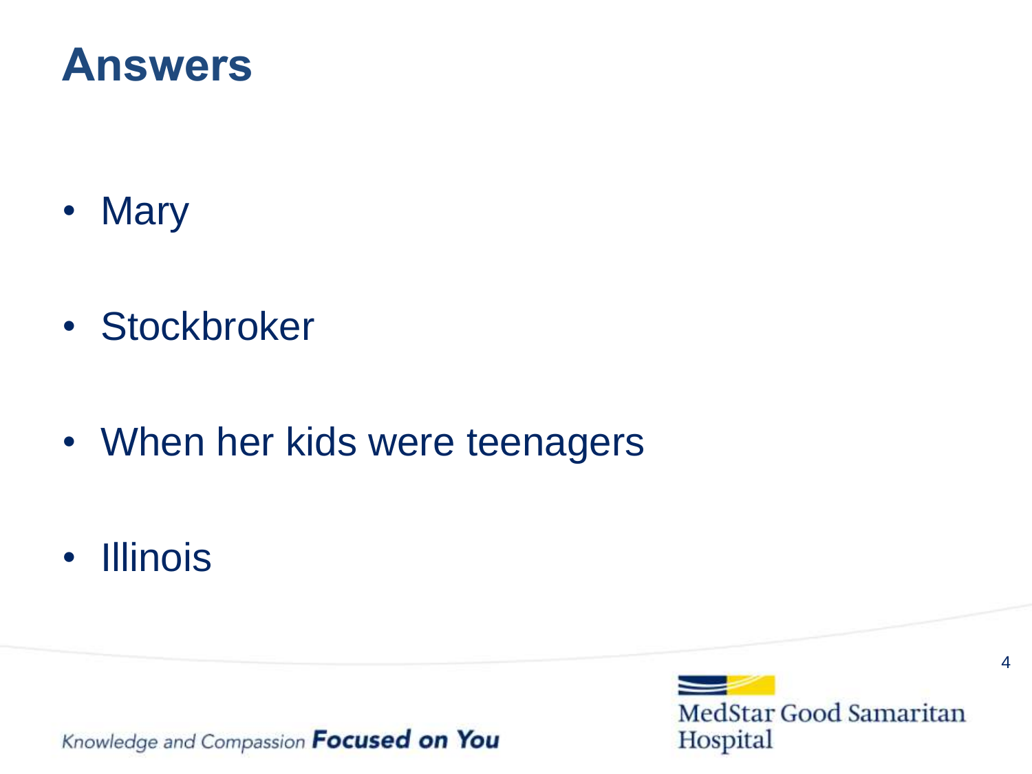# Answers

- Mary
- Stockbroker
- When her kids were teenagers
- Illinois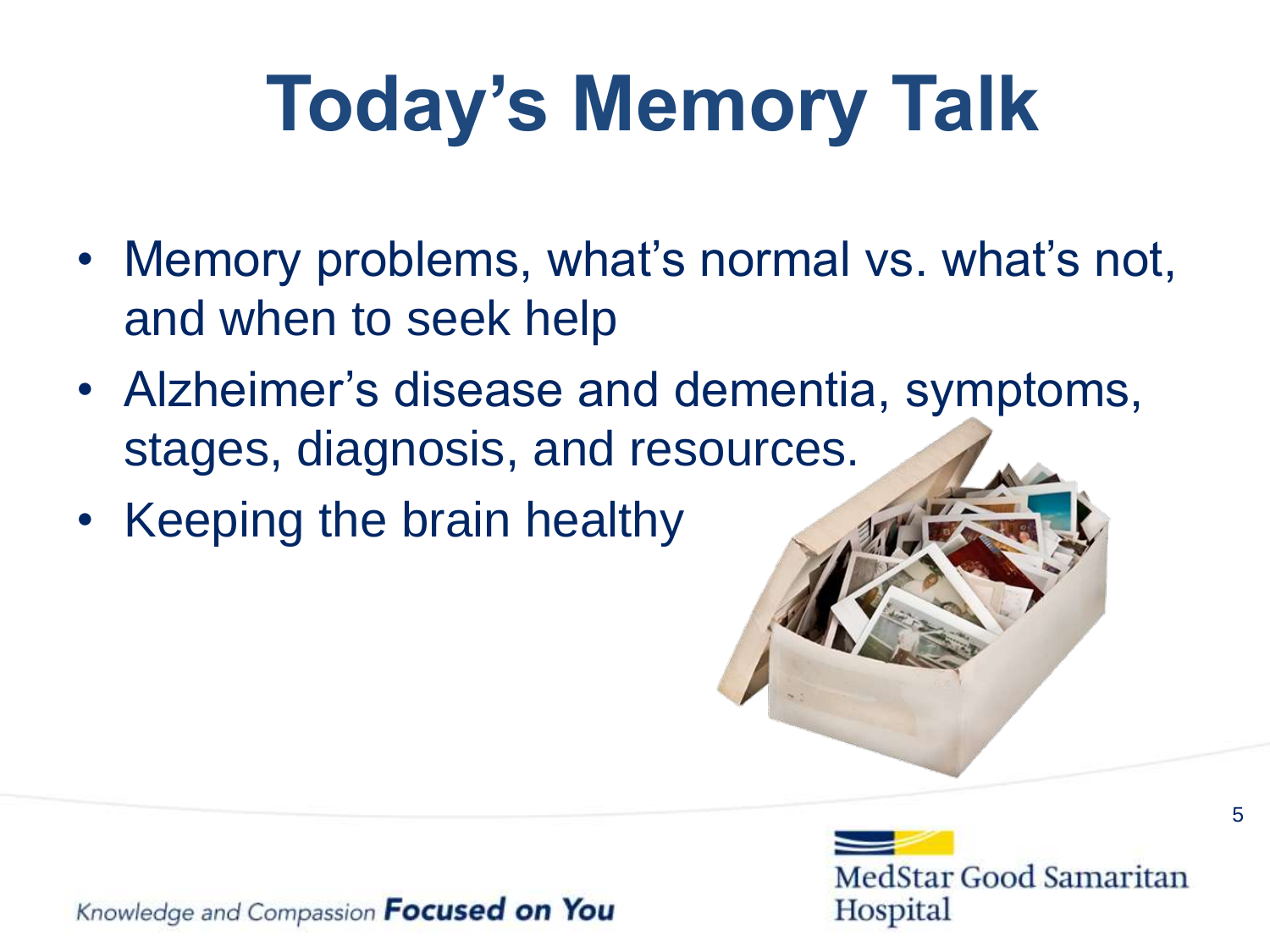# Today's Memory Talk

- Memory problems, what's normal vs. what's not, and when to seek help
- Alzheimer's disease and dementia, symptoms, stages, diagnosis, and resources.
- Keeping the brain healthy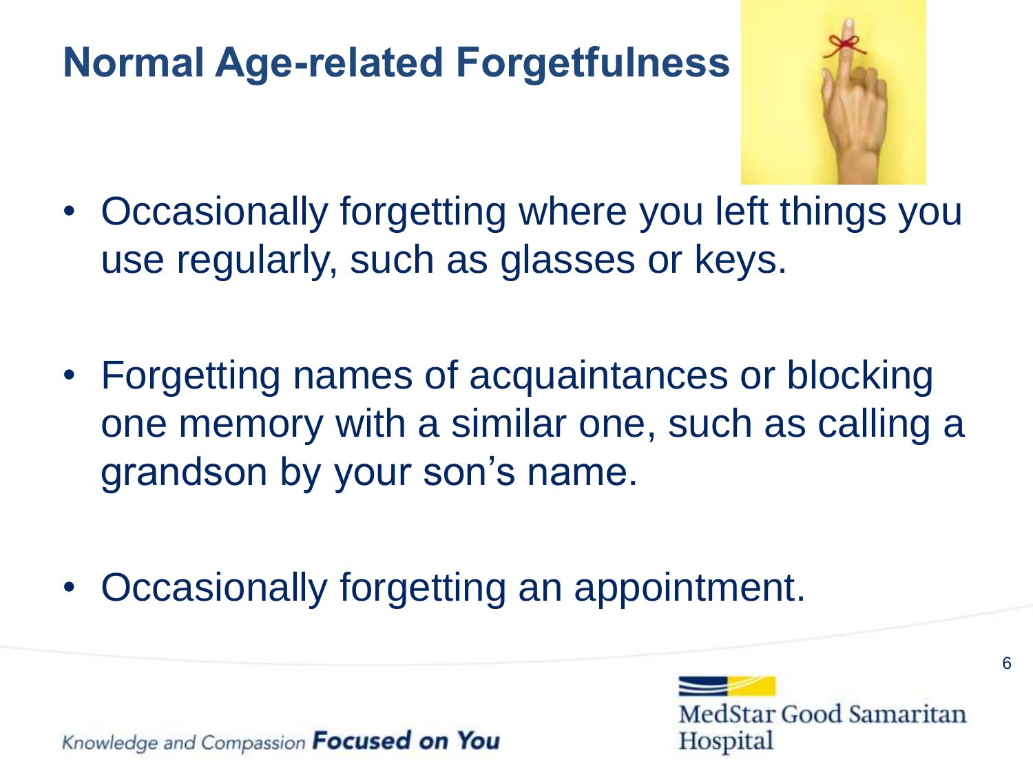# Normal Age-related Forgetfulness

- Occasionally forgetting where you left things you use regularly, such as glasses or keys.
- Forgetting names of acquaintances or blocking one memory with a similar one, such as calling a grandson by your son's name.
- Occasionally forgetting an appointment.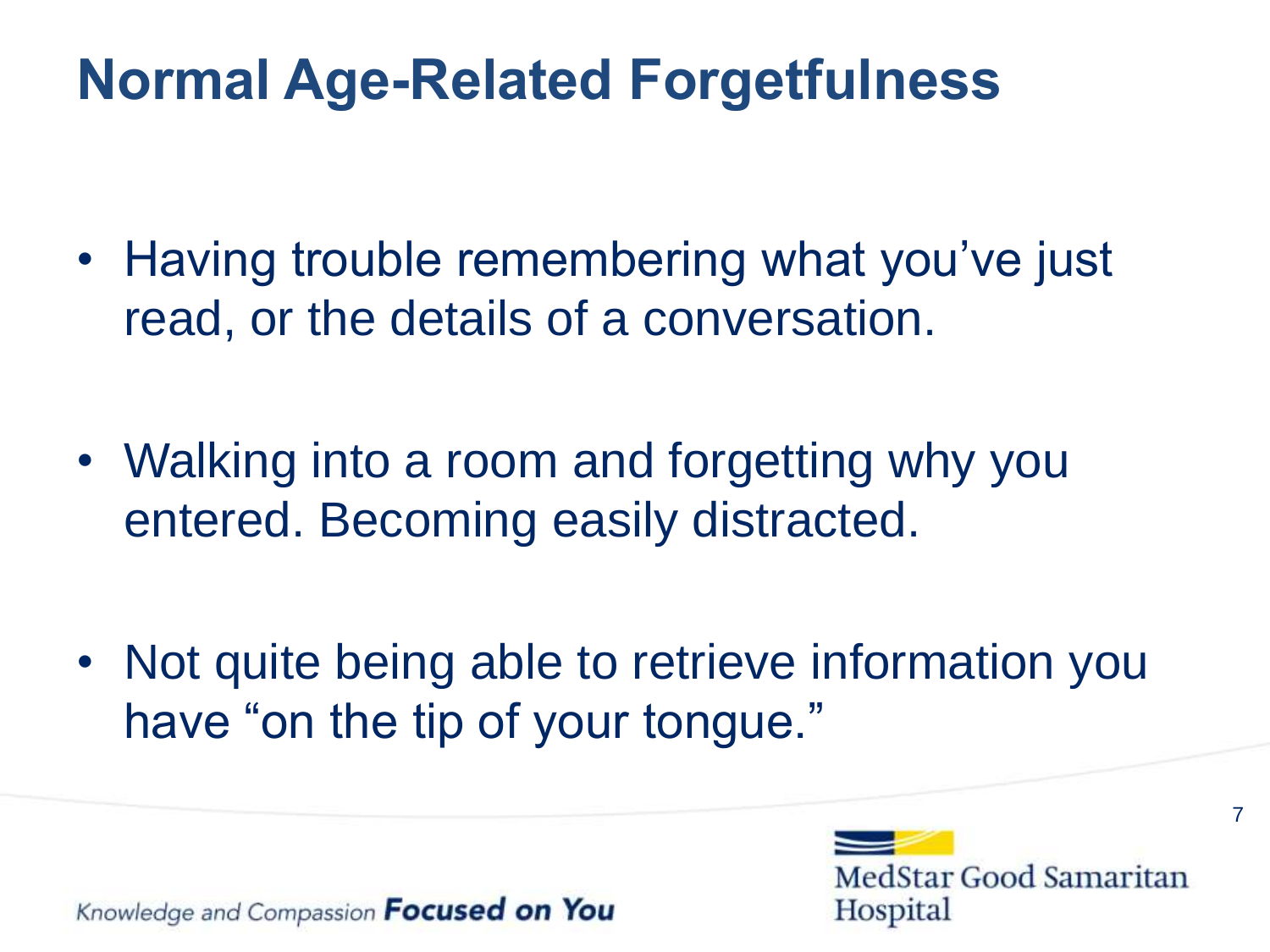# Normal Age-Related Forgetfulness

- Having trouble remembering what you've just read, or the details of a conversation.
- Walking into a room and forgetting why you entered. Becoming easily distracted.
- Not quite being able to retrieve information you have "on the tip of your tongue."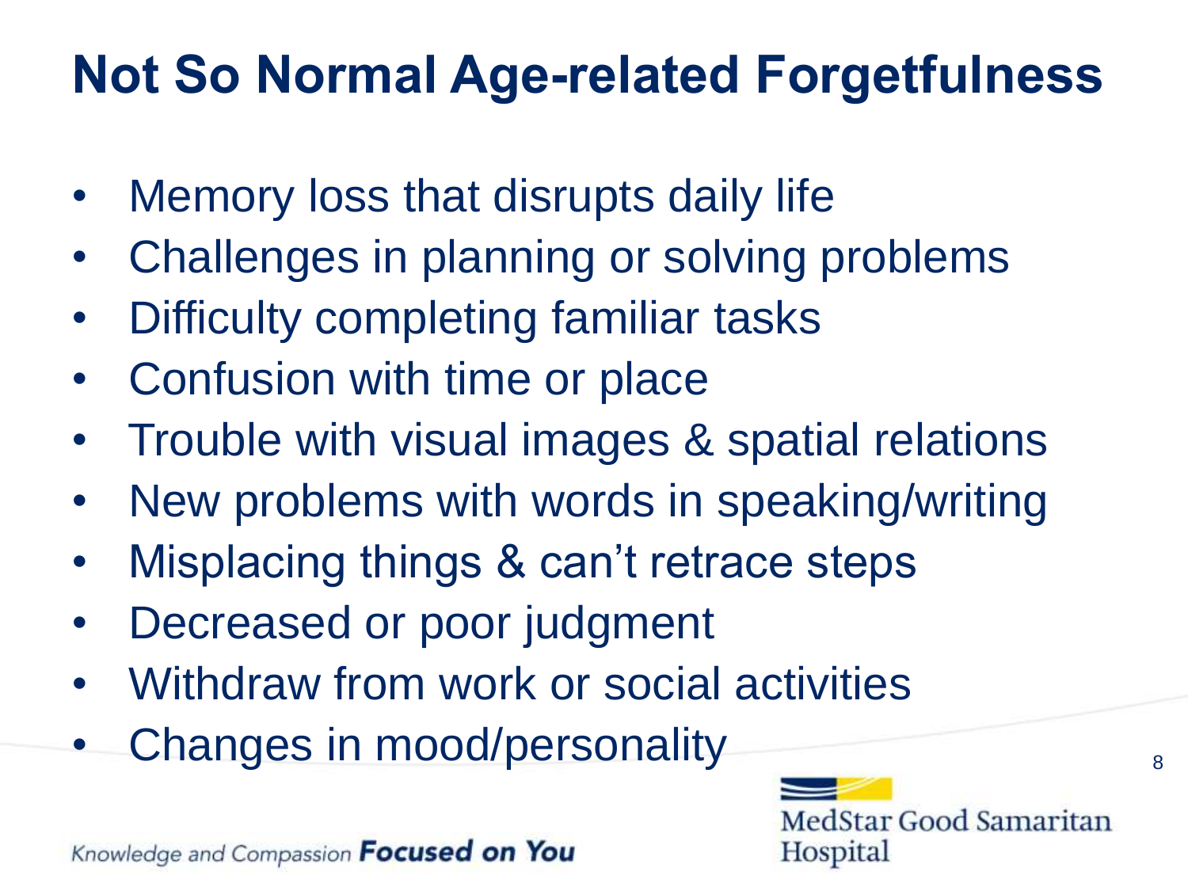# Not So Normal Age-related Forgetfulness

- Memory loss that disrupts daily life
- Challenges in planning or solving problems
- Difficulty completing familiar tasks
- Confusion with time or place
- Trouble with visual images & spatial relations
- New problems with words in speaking/writing
- Misplacing things & can't retrace steps
- Decreased or poor judgment
- Withdraw from work or social activities
- Changes in mood/personality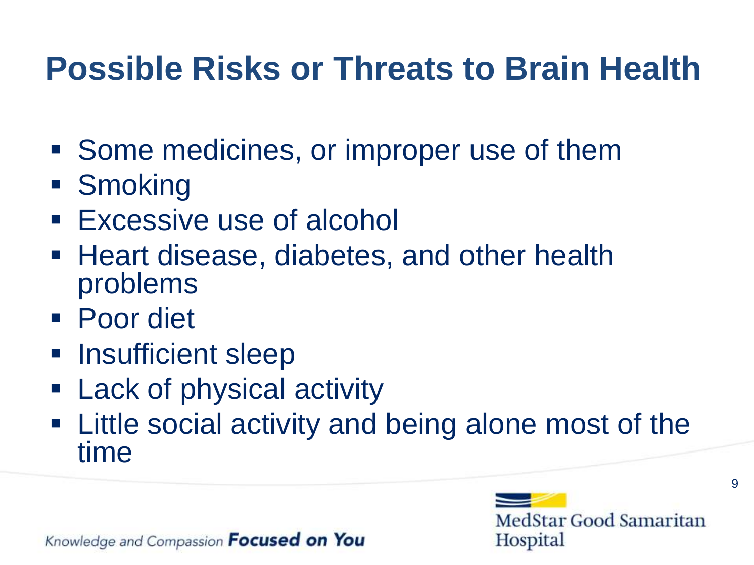# Possible Risks or Threats to Brain Health

- Some medicines, or improper use of them
- Smoking
- Excessive use of alcohol
- Heart disease, diabetes, and other health problems
- Poor diet
- Insufficient sleep
- Lack of physical activity
- Little social activity and being alone most of the time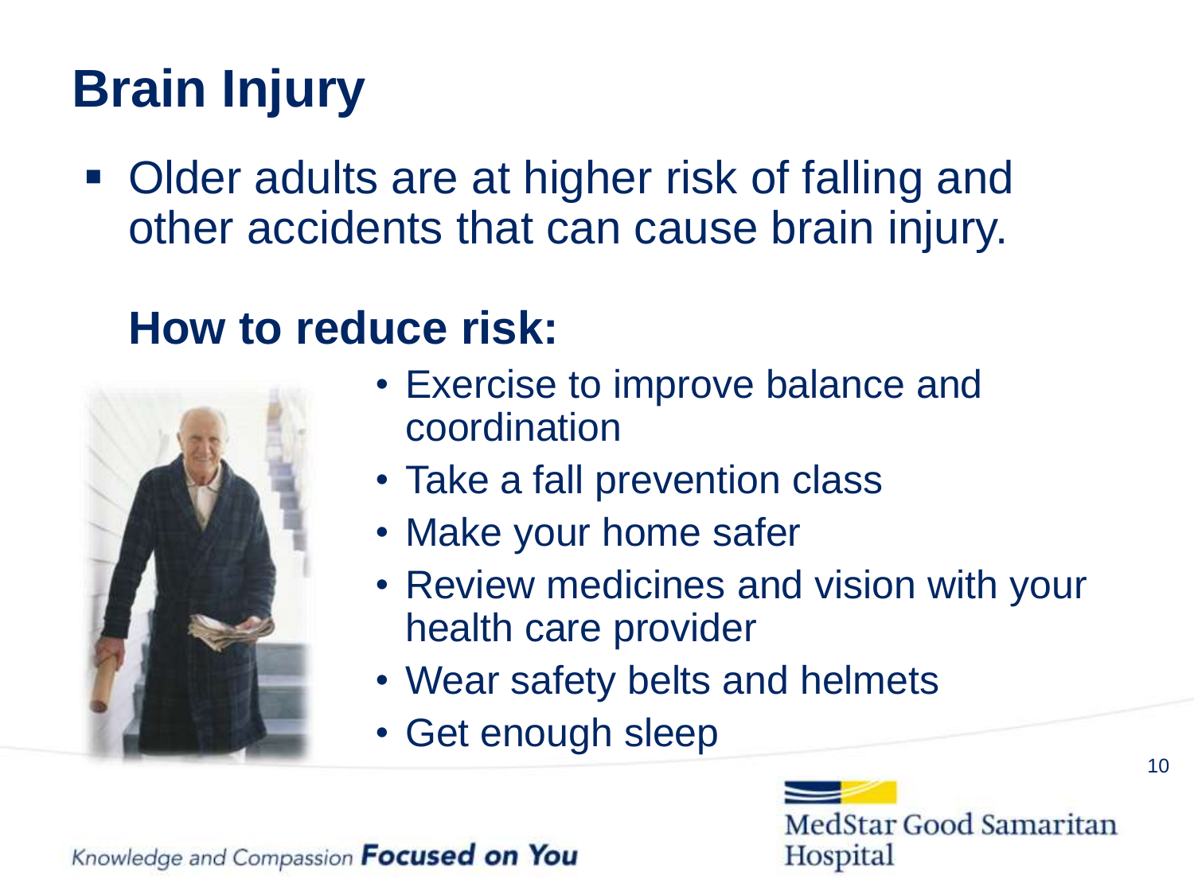# Brain Injury

- Older adults are at higher risk of falling and other accidents that can cause brain injury.

## How to reduce risk:

- Exercise to improve balance and coordination
- Take a fall prevention class
- Make your home safer
- Review medicines and vision with your health care provider
- Wear safety belts and helmets
- Get enough sleep

Knowledge and Compassion **Focused on You**

MedStar Good Samaritan Hospital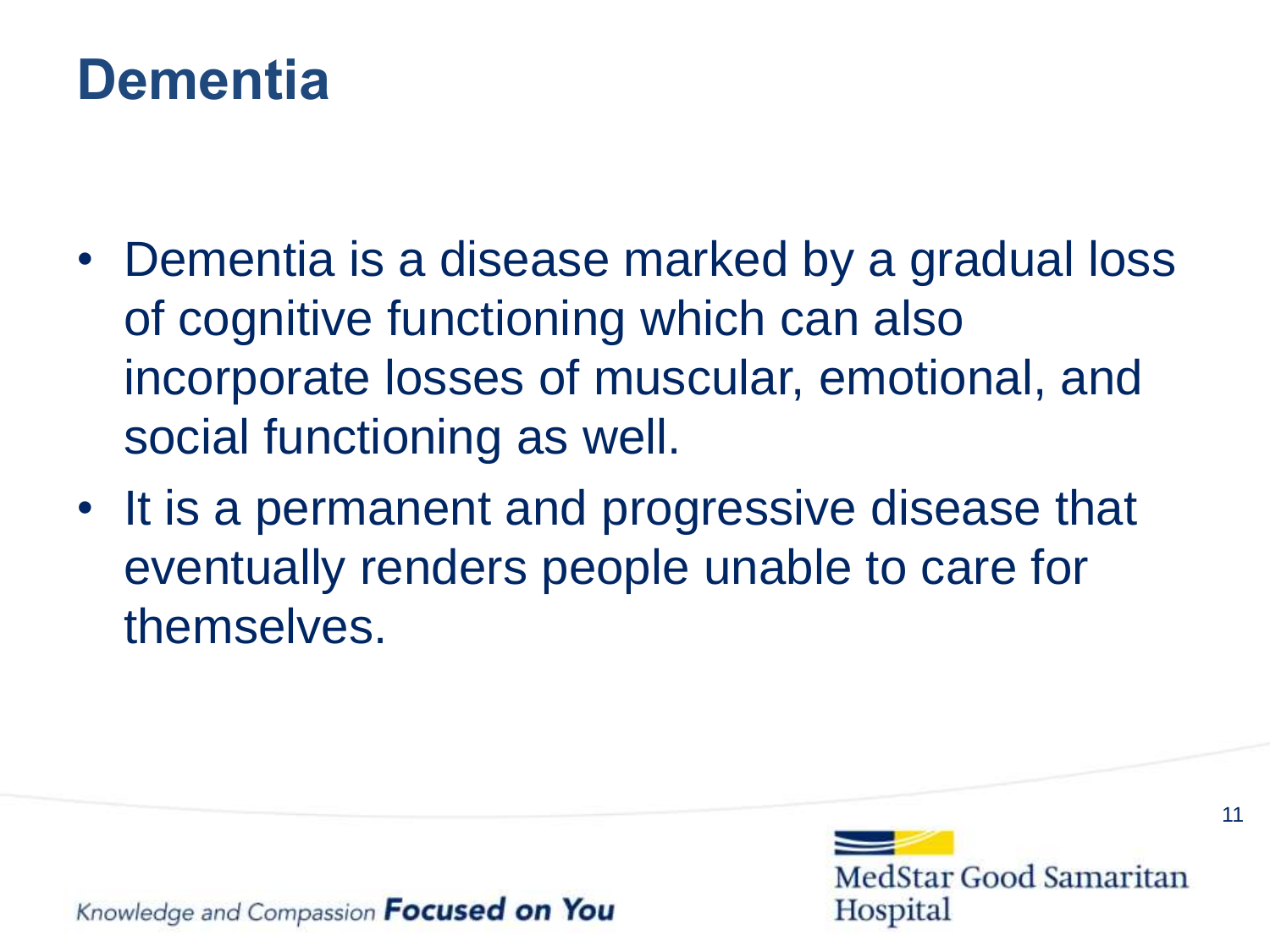# Dementia

- Dementia is a disease marked by a gradual loss of cognitive functioning which can also incorporate losses of muscular, emotional, and social functioning as well.
- It is a permanent and progressive disease that eventually renders people unable to care for themselves.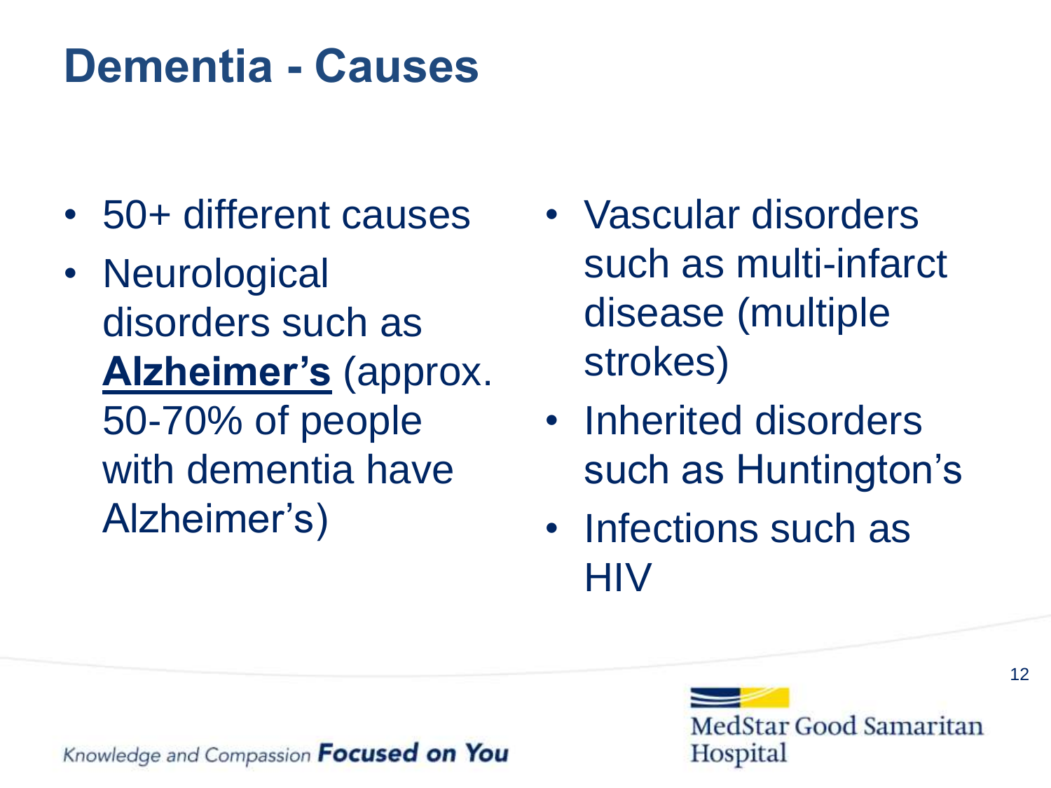# Dementia - Causes

- 50+ different causes
- Neurological disorders such as **Alzheimer's** (approx. 50-70% of people with dementia have Alzheimer's)
- Vascular disorders such as multi-infarct disease (multiple strokes)
- Inherited disorders such as Huntington's
- Infections such as HIV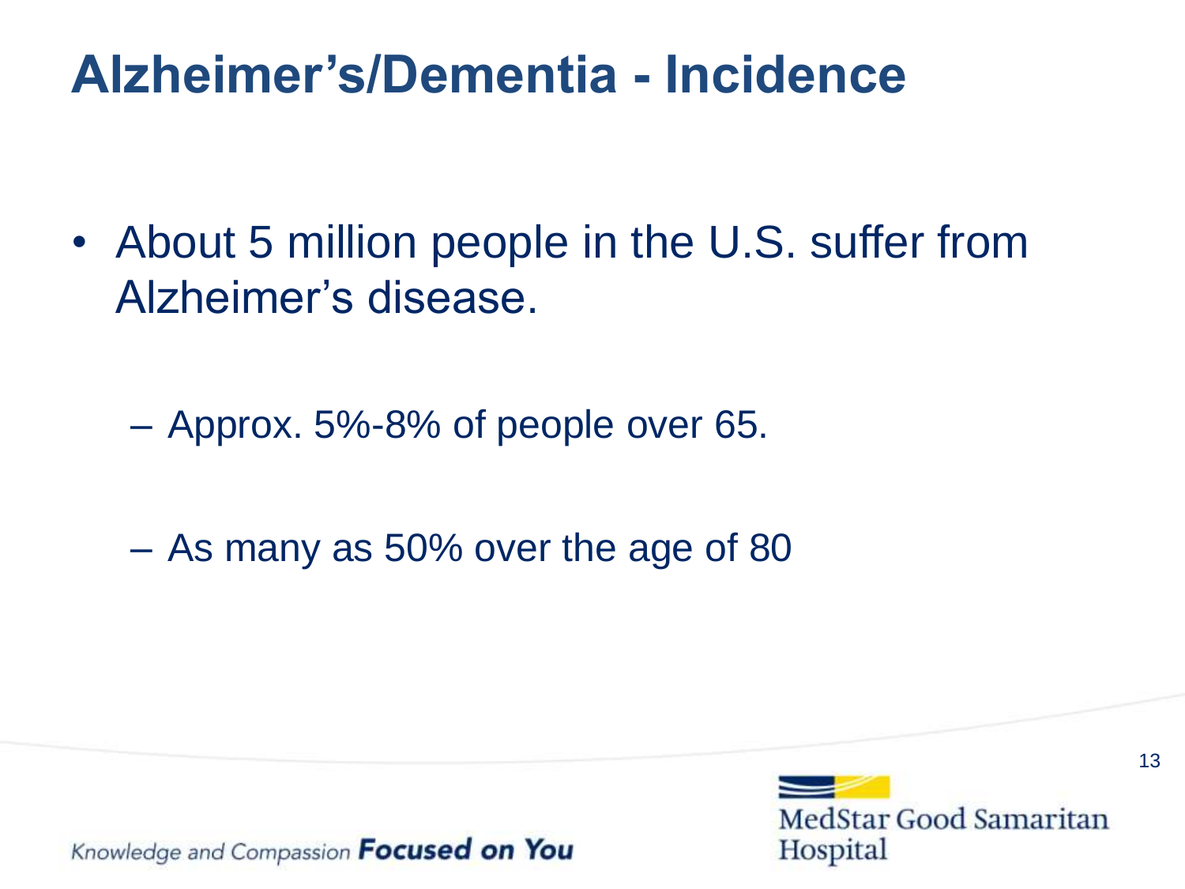# Alzheimer's/Dementia - Incidence

- About 5 million people in the U.S. suffer from Alzheimer's disease.
  - Approx. 5%-8% of people over 65.
  - As many as 50% over the age of 80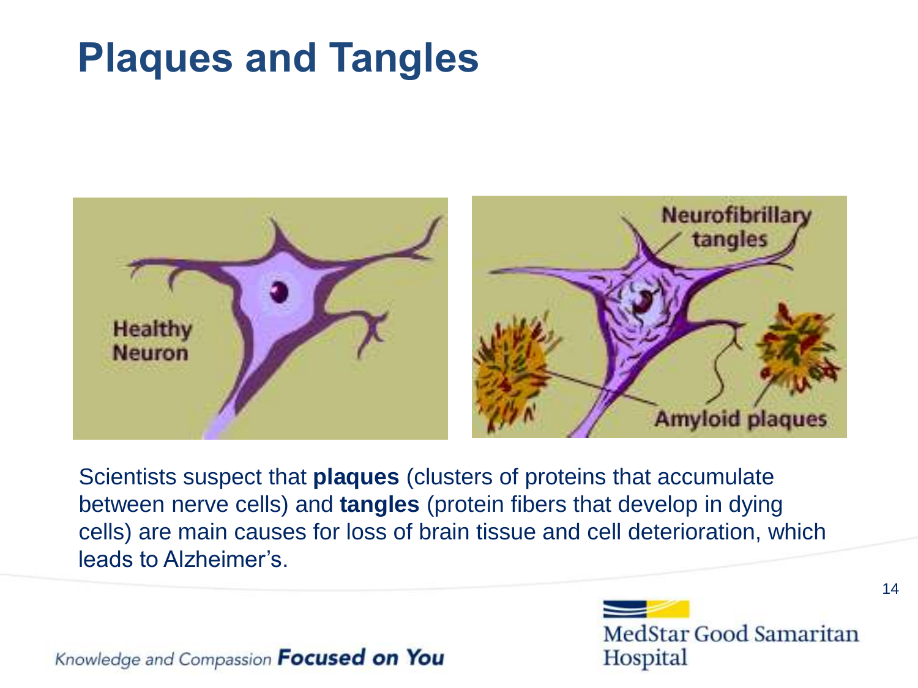# Plaques and Tangles

Healthy Neuron

Neurofibrillary tangles

Amyloid plaques

Scientists suspect that **plaques** (clusters of proteins that accumulate between nerve cells) and **tangles** (protein fibers that develop in dying cells) are main causes for loss of brain tissue and cell deterioration, which leads to Alzheimer's.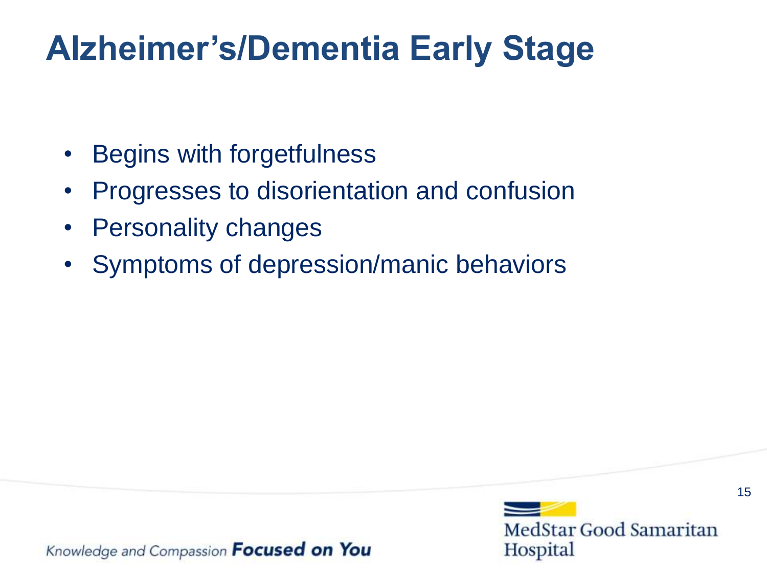# Alzheimer’s/Dementia Early Stage

- Begins with forgetfulness
- Progresses to disorientation and confusion
- Personality changes
- Symptoms of depression/manic behaviors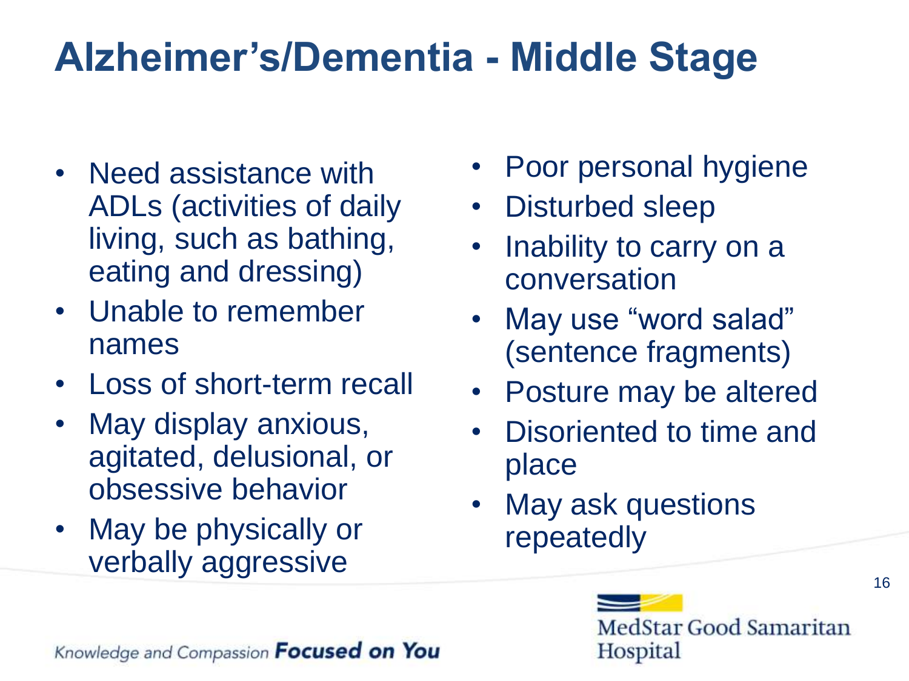# Alzheimer's/Dementia - Middle Stage

- Need assistance with ADLs (activities of daily living, such as bathing, eating and dressing)
- Unable to remember names
- Loss of short-term recall
- May display anxious, agitated, delusional, or obsessive behavior
- May be physically or verbally aggressive
- Poor personal hygiene
- Disturbed sleep
- Inability to carry on a conversation
- May use "word salad" (sentence fragments)
- Posture may be altered
- Disoriented to time and place
- May ask questions repeatedly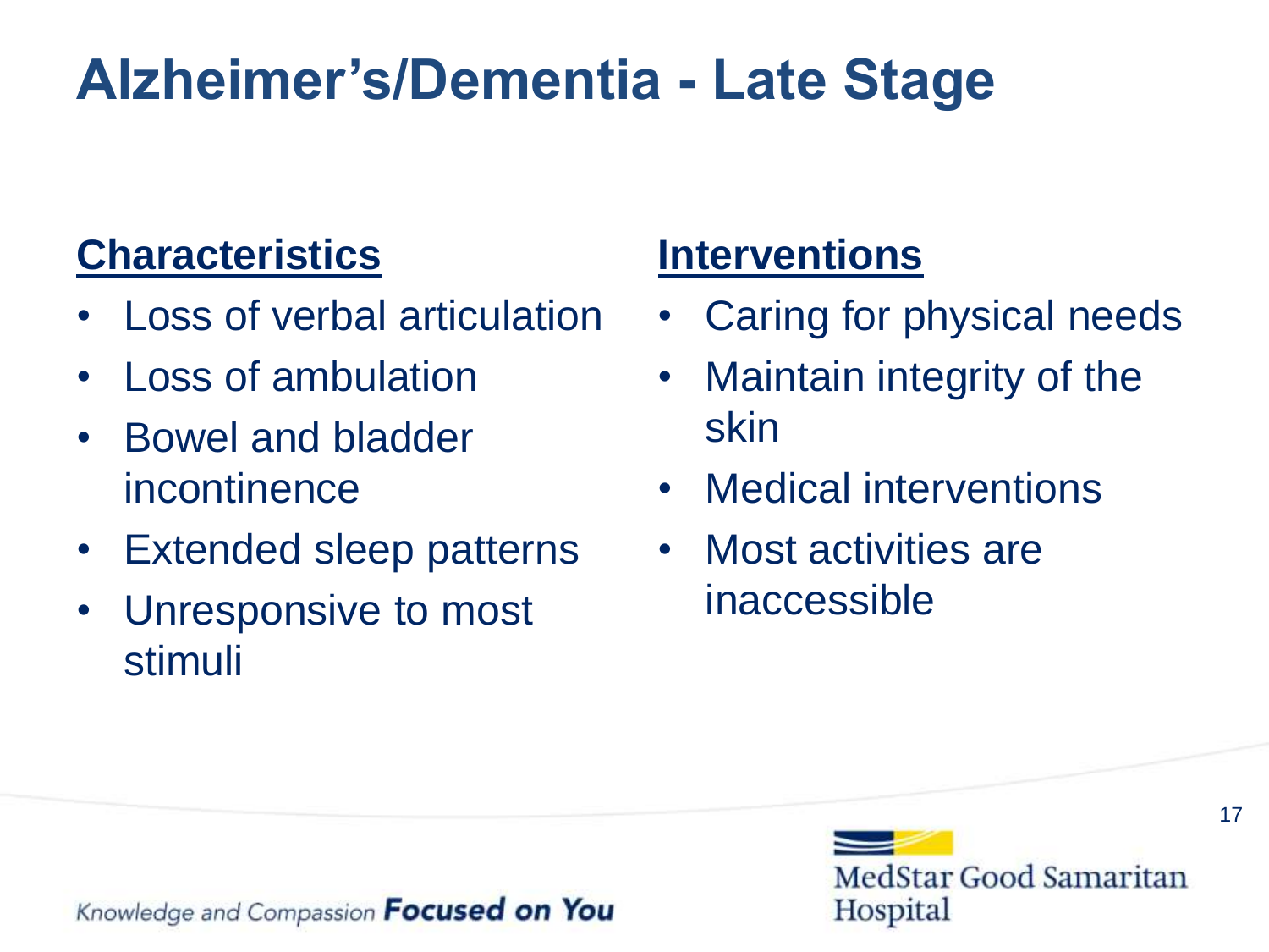# Alzheimer's/Dementia - Late Stage

**Characteristics**

- Loss of verbal articulation
- Loss of ambulation
- Bowel and bladder incontinence
- Extended sleep patterns
- Unresponsive to most stimuli

**Interventions**

- Caring for physical needs
- Maintain integrity of the skin
- Medical interventions
- Most activities are inaccessible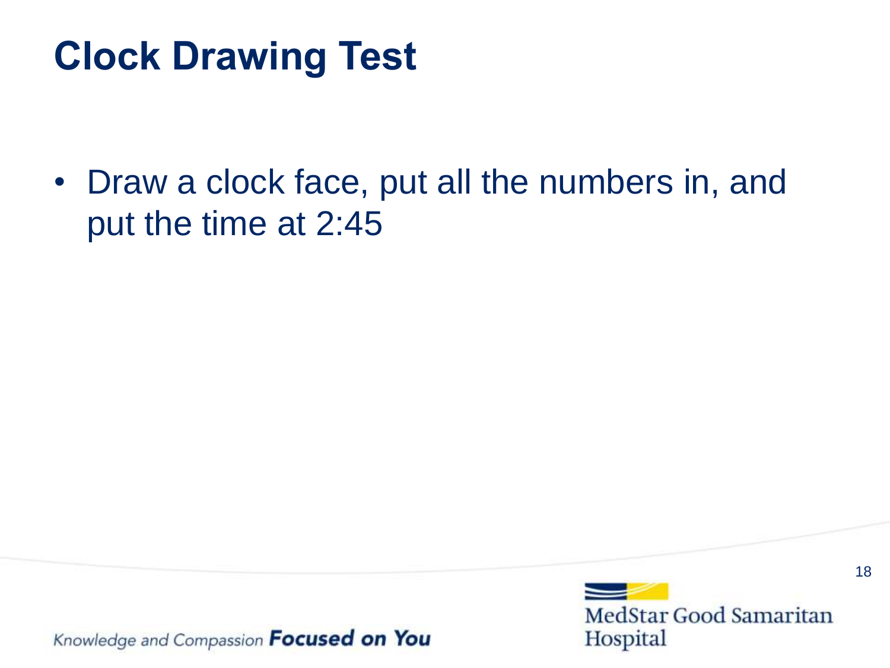# Clock Drawing Test

- Draw a clock face, put all the numbers in, and put the time at 2:45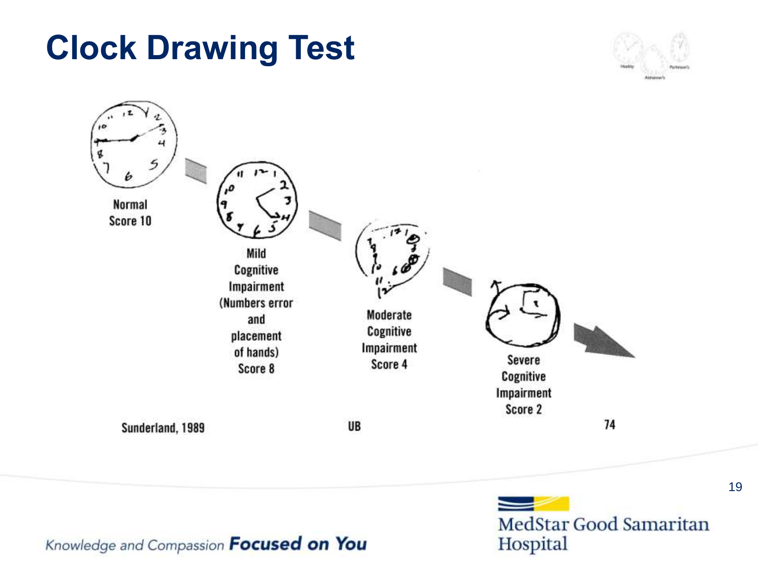# Clock Drawing Test

Normal
Score 10

Mild
Cognitive
Impairment
(Numbers error
and
placement
of hands)
Score 8

Moderate
Cognitive
Impairment
Score 4

Severe
Cognitive
Impairment
Score 2

Sunderland, 1989

UB

74

Knowledge and Compassion **Focused on You**

MedStar Good Samaritan Hospital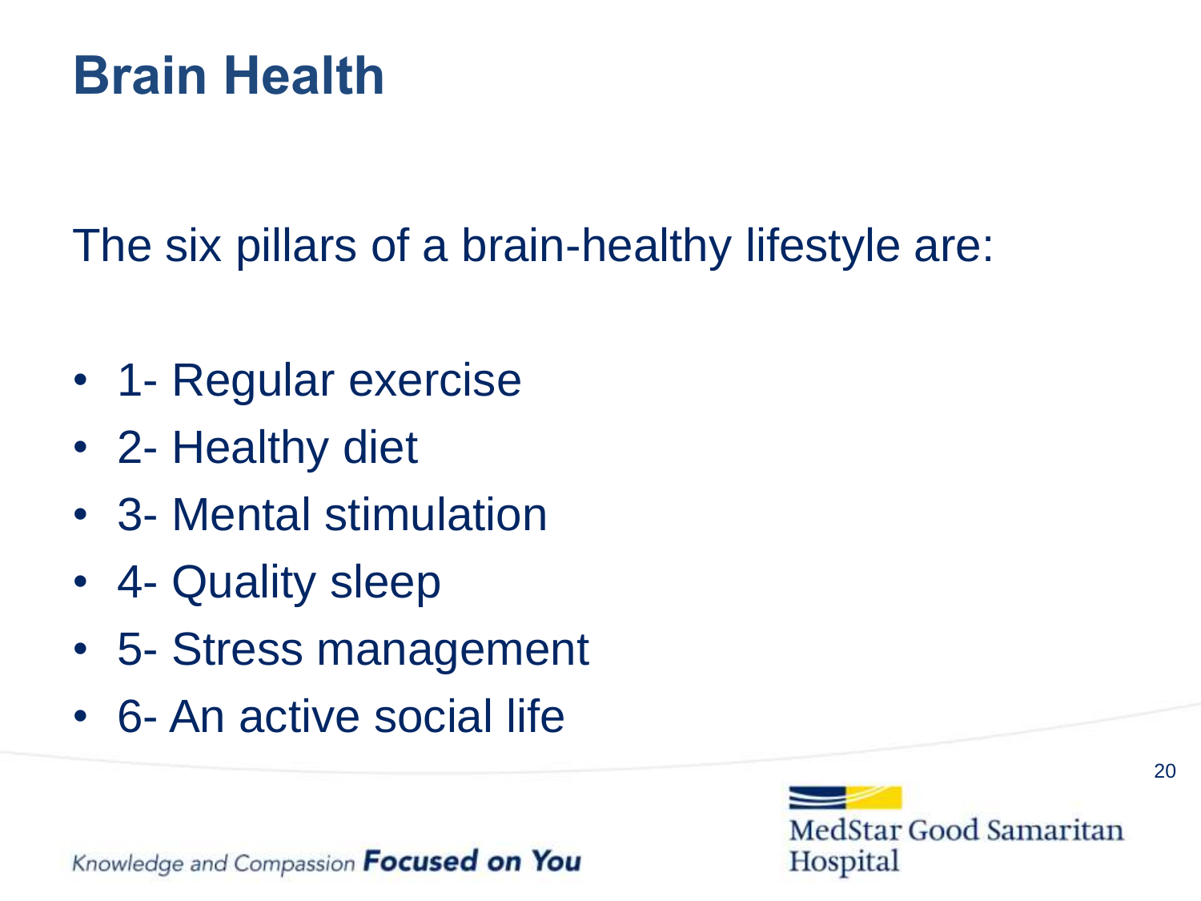# Brain Health

The six pillars of a brain-healthy lifestyle are:

- 1- Regular exercise
- 2- Healthy diet
- 3- Mental stimulation
- 4- Quality sleep
- 5- Stress management
- 6- An active social life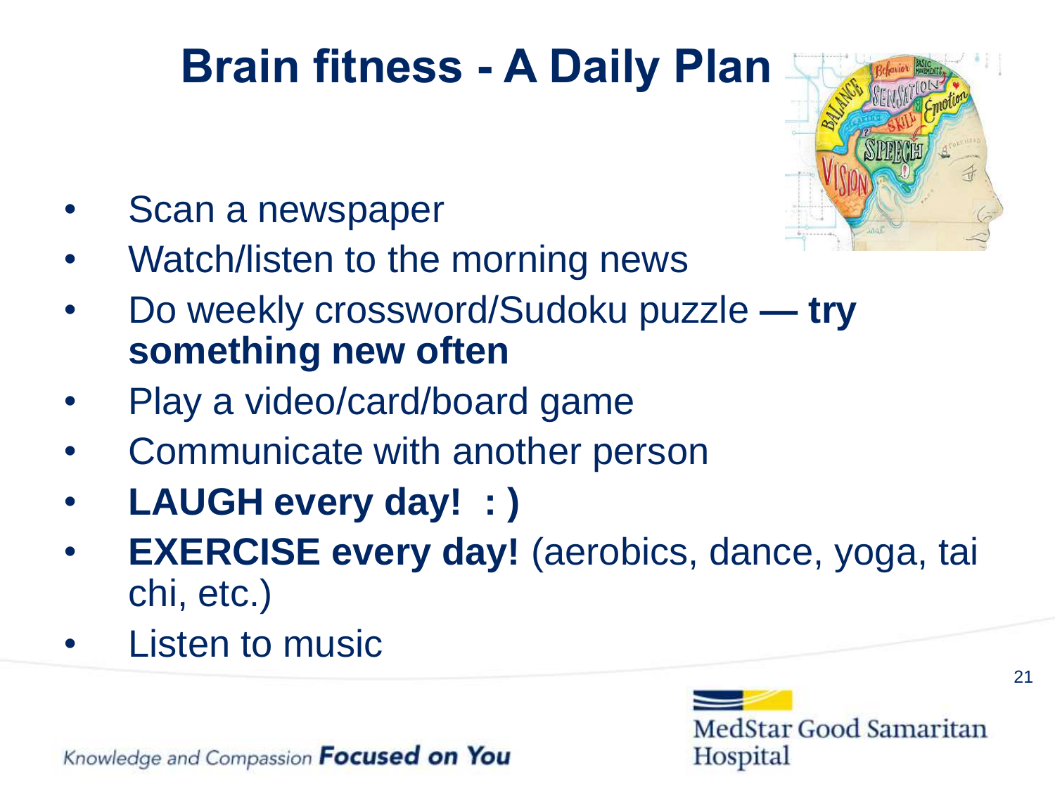# Brain fitness - A Daily Plan

- Scan a newspaper
- Watch/listen to the morning news
- Do weekly crossword/Sudoku puzzle **— try something new often**
- Play a video/card/board game
- Communicate with another person
- **LAUGH every day! : )**
- **EXERCISE every day!** (aerobics, dance, yoga, tai chi, etc.)
- Listen to music

Knowledge and Compassion **Focused on You**

MedStar Good Samaritan Hospital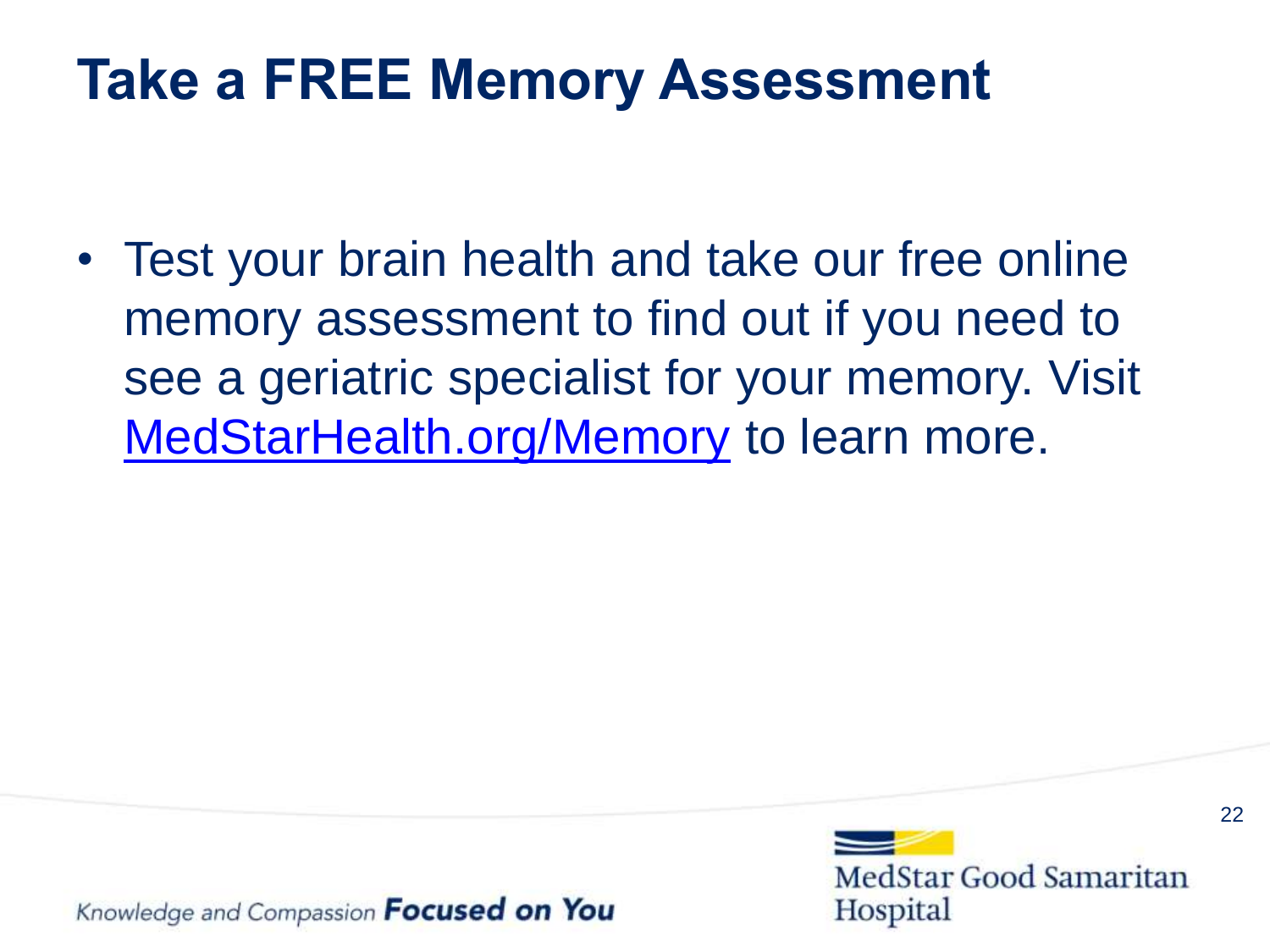# Take a FREE Memory Assessment

- Test your brain health and take our free online memory assessment to find out if you need to see a geriatric specialist for your memory. Visit [MedStarHealth.org/Memory](MedStarHealth.org/Memory) to learn more.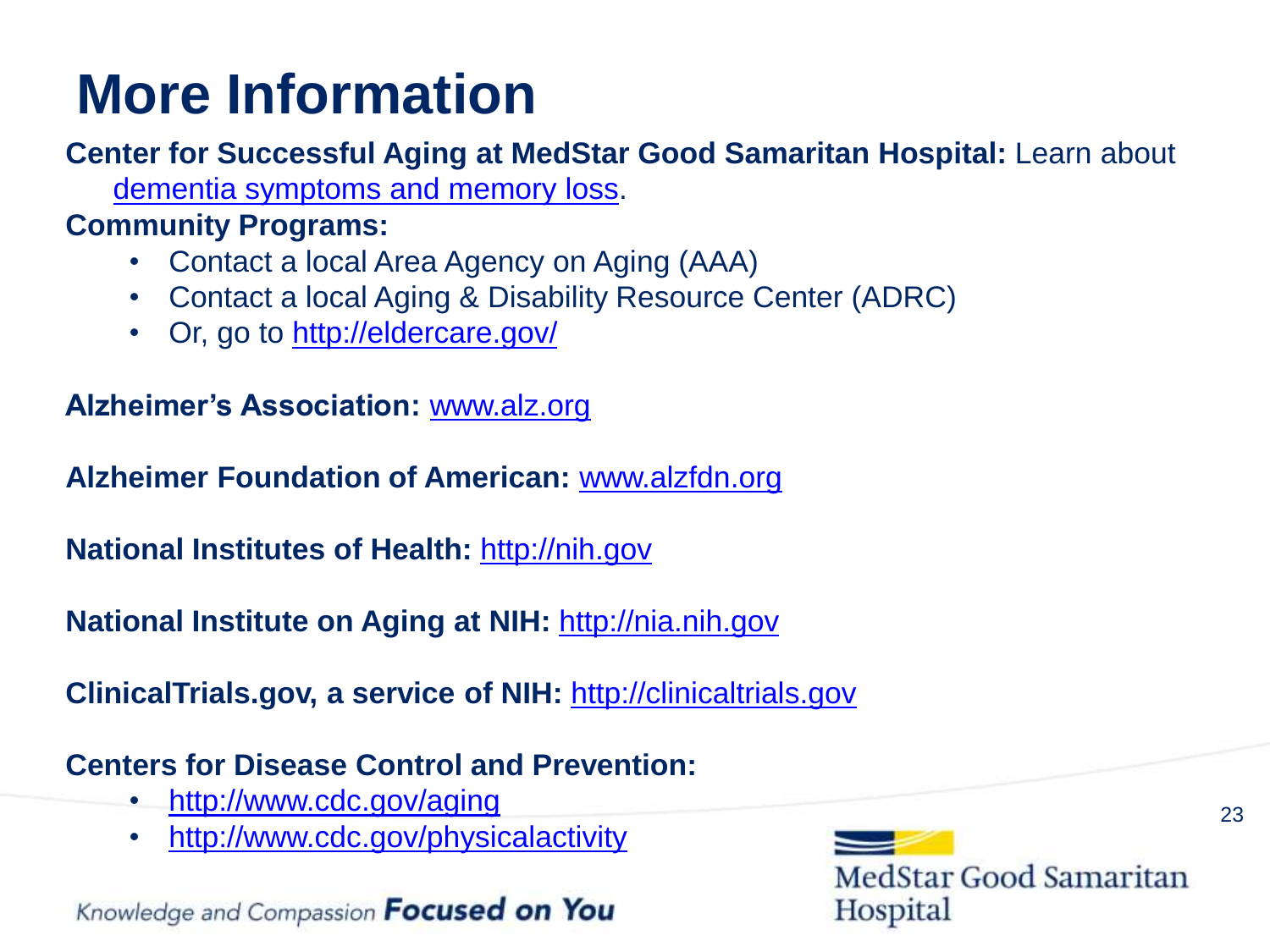# More Information

**Center for Successful Aging at MedStar Good Samaritan Hospital:** Learn about dementia symptoms and memory loss.

**Community Programs:**

- Contact a local Area Agency on Aging (AAA)
- Contact a local Aging & Disability Resource Center (ADRC)
- Or, go to http://eldercare.gov/

**Alzheimer's Association:** www.alz.org

**Alzheimer Foundation of American:** www.alzfdn.org

**National Institutes of Health:** http://nih.gov

**National Institute on Aging at NIH:** http://nia.nih.gov

**ClinicalTrials.gov, a service of NIH:** http://clinicaltrials.gov

**Centers for Disease Control and Prevention:**

- http://www.cdc.gov/aging
- http://www.cdc.gov/physicalactivity

Knowledge and Compassion **Focused on You**

MedStar Good Samaritan Hospital